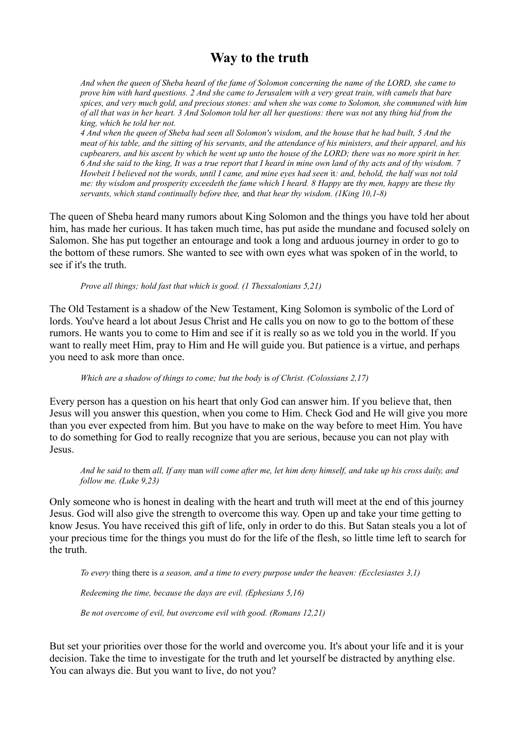# Way to the truth

*And when the queen of Sheba heard of the fame of Solomon concerning the name of the LORD, she came to prove him with hard questions. 2 And she came to Jerusalem with a very great train, with camels that bare spices, and very much gold, and precious stones: and when she was come to Solomon, she communed with him of all that was in her heart. 3 And Solomon told her all her questions: there was not* any *thing hid from the king, which he told her not.*
*4 And when the queen of Sheba had seen all Solomon's wisdom, and the house that he had built, 5 And the meat of his table, and the sitting of his servants, and the attendance of his ministers, and their apparel, and his cupbearers, and his ascent by which he went up unto the house of the LORD; there was no more spirit in her. 6 And she said to the king, It was a true report that I heard in mine own land of thy acts and of thy wisdom. 7 Howbeit I believed not the words, until I came, and mine eyes had seen* it*: and, behold, the half was not told me: thy wisdom and prosperity exceedeth the fame which I heard. 8 Happy* are *thy men, happy* are *these thy servants, which stand continually before thee,* and *that hear thy wisdom. (1King 10,1-8)*

The queen of Sheba heard many rumors about King Solomon and the things you have told her about him, has made her curious. It has taken much time, has put aside the mundane and focused solely on Salomon. She has put together an entourage and took a long and arduous journey in order to go to the bottom of these rumors. She wanted to see with own eyes what was spoken of in the world, to see if it's the truth.

*Prove all things; hold fast that which is good. (1 Thessalonians 5,21)*

The Old Testament is a shadow of the New Testament, King Solomon is symbolic of the Lord of lords. You've heard a lot about Jesus Christ and He calls you on now to go to the bottom of these rumors. He wants you to come to Him and see if it is really so as we told you in the world. If you want to really meet Him, pray to Him and He will guide you. But patience is a virtue, and perhaps you need to ask more than once.

*Which are a shadow of things to come; but the body* is *of Christ. (Colossians 2,17)*

Every person has a question on his heart that only God can answer him. If you believe that, then Jesus will you answer this question, when you come to Him. Check God and He will give you more than you ever expected from him. But you have to make on the way before to meet Him. You have to do something for God to really recognize that you are serious, because you can not play with Jesus.

*And he said to* them *all, If any* man *will come after me, let him deny himself, and take up his cross daily, and follow me. (Luke 9,23)*

Only someone who is honest in dealing with the heart and truth will meet at the end of this journey Jesus. God will also give the strength to overcome this way. Open up and take your time getting to know Jesus. You have received this gift of life, only in order to do this. But Satan steals you a lot of your precious time for the things you must do for the life of the flesh, so little time left to search for the truth.

*To every* thing there is *a season, and a time to every purpose under the heaven: (Ecclesiastes 3,1)*

*Redeeming the time, because the days are evil. (Ephesians 5,16)*

*Be not overcome of evil, but overcome evil with good. (Romans 12,21)*

But set your priorities over those for the world and overcome you. It's about your life and it is your decision. Take the time to investigate for the truth and let yourself be distracted by anything else. You can always die. But you want to live, do not you?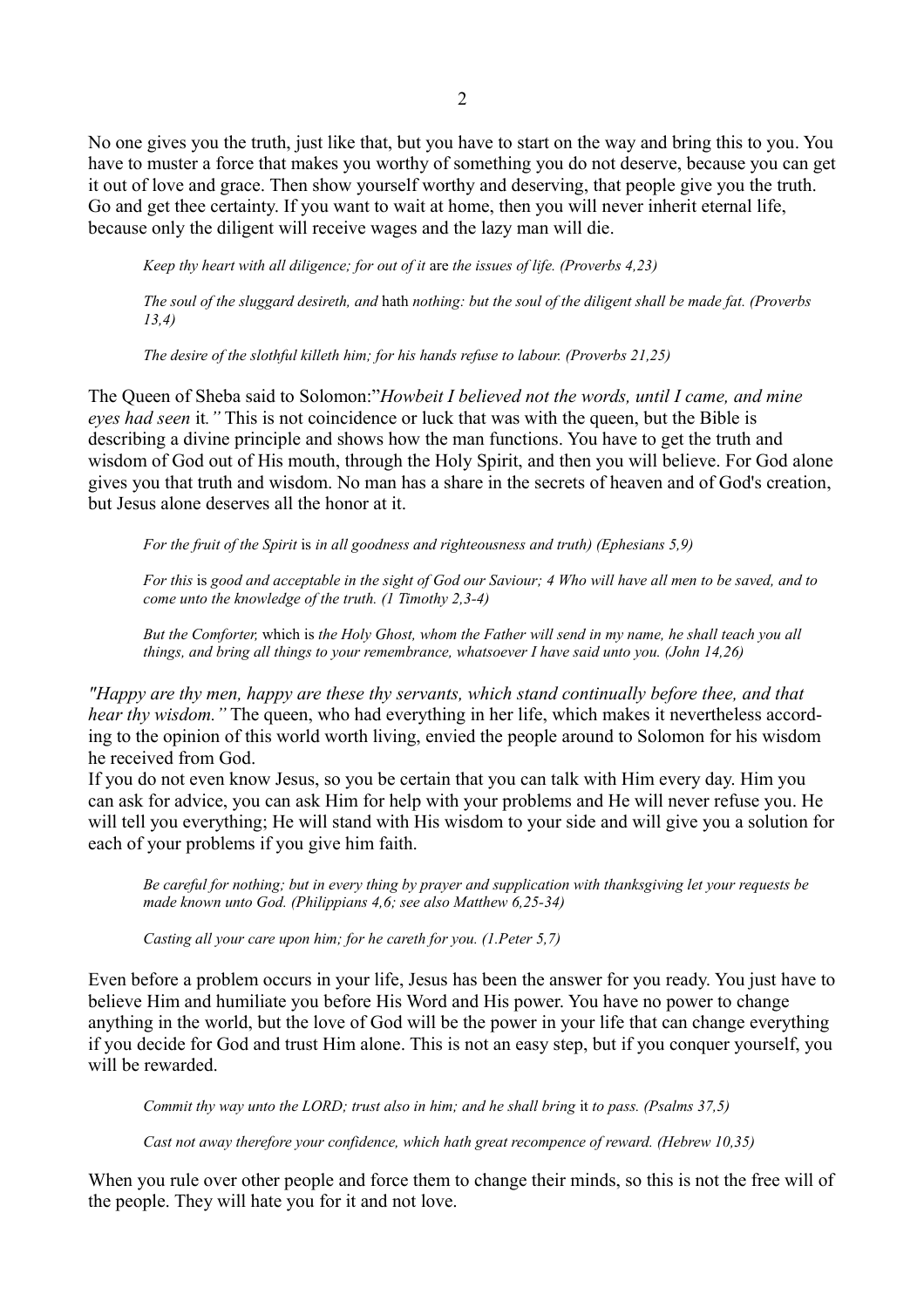No one gives you the truth, just like that, but you have to start on the way and bring this to you. You have to muster a force that makes you worthy of something you do not deserve, because you can get it out of love and grace. Then show yourself worthy and deserving, that people give you the truth. Go and get thee certainty. If you want to wait at home, then you will never inherit eternal life, because only the diligent will receive wages and the lazy man will die.

> *Keep thy heart with all diligence; for out of it* are *the issues of life. (Proverbs 4,23)*
>
> *The soul of the sluggard desireth, and* hath *nothing: but the soul of the diligent shall be made fat. (Proverbs 13,4)*
>
> *The desire of the slothful killeth him; for his hands refuse to labour. (Proverbs 21,25)*

The Queen of Sheba said to Solomon:"*Howbeit I believed not the words, until I came, and mine eyes had seen* it*."* This is not coincidence or luck that was with the queen, but the Bible is describing a divine principle and shows how the man functions. You have to get the truth and wisdom of God out of His mouth, through the Holy Spirit, and then you will believe. For God alone gives you that truth and wisdom. No man has a share in the secrets of heaven and of God's creation, but Jesus alone deserves all the honor at it.

> *For the fruit of the Spirit* is *in all goodness and righteousness and truth) (Ephesians 5,9)*
>
> *For this* is *good and acceptable in the sight of God our Saviour; 4 Who will have all men to be saved, and to come unto the knowledge of the truth. (1 Timothy 2,3-4)*
>
> *But the Comforter,* which is *the Holy Ghost, whom the Father will send in my name, he shall teach you all things, and bring all things to your remembrance, whatsoever I have said unto you. (John 14,26)*

*"Happy are thy men, happy are these thy servants, which stand continually before thee, and that hear thy wisdom."* The queen, who had everything in her life, which makes it nevertheless according to the opinion of this world worth living, envied the people around to Solomon for his wisdom he received from God.

If you do not even know Jesus, so you be certain that you can talk with Him every day. Him you can ask for advice, you can ask Him for help with your problems and He will never refuse you. He will tell you everything; He will stand with His wisdom to your side and will give you a solution for each of your problems if you give him faith.

> *Be careful for nothing; but in every thing by prayer and supplication with thanksgiving let your requests be made known unto God. (Philippians 4,6; see also Matthew 6,25-34)*
>
> *Casting all your care upon him; for he careth for you. (1.Peter 5,7)*

Even before a problem occurs in your life, Jesus has been the answer for you ready. You just have to believe Him and humiliate you before His Word and His power. You have no power to change anything in the world, but the love of God will be the power in your life that can change everything if you decide for God and trust Him alone. This is not an easy step, but if you conquer yourself, you will be rewarded.

> *Commit thy way unto the LORD; trust also in him; and he shall bring* it *to pass. (Psalms 37,5)*
>
> *Cast not away therefore your confidence, which hath great recompence of reward. (Hebrew 10,35)*

When you rule over other people and force them to change their minds, so this is not the free will of the people. They will hate you for it and not love.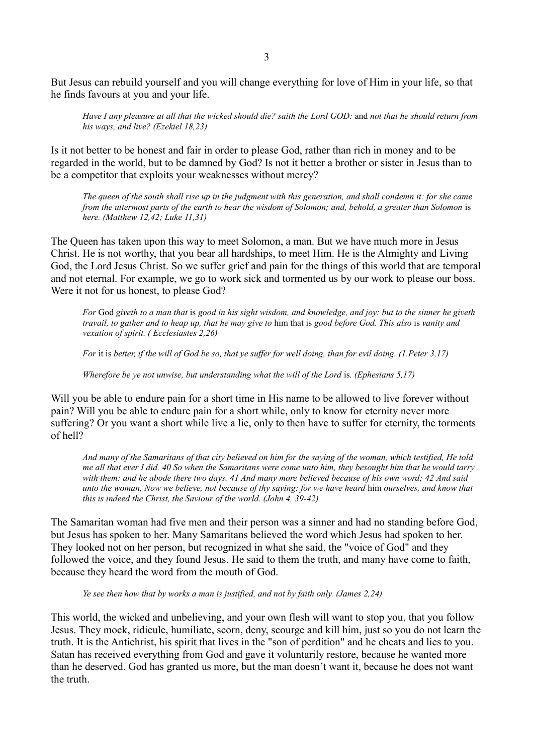But Jesus can rebuild yourself and you will change everything for love of Him in your life, so that he finds favours at you and your life.

> *Have I any pleasure at all that the wicked should die? saith the Lord GOD:* and *not that he should return from his ways, and live? (Ezekiel 18,23)*

Is it not better to be honest and fair in order to please God, rather than rich in money and to be regarded in the world, but to be damned by God? Is not it better a brother or sister in Jesus than to be a competitor that exploits your weaknesses without mercy?

> *The queen of the south shall rise up in the judgment with this generation, and shall condemn it: for she came from the uttermost parts of the earth to hear the wisdom of Solomon; and, behold, a greater than Solomon* is *here. (Matthew 12,42; Luke 11,31)*

The Queen has taken upon this way to meet Solomon, a man. But we have much more in Jesus Christ. He is not worthy, that you bear all hardships, to meet Him. He is the Almighty and Living God, the Lord Jesus Christ. So we suffer grief and pain for the things of this world that are temporal and not eternal. For example, we go to work sick and tormented us by our work to please our boss. Were it not for us honest, to please God?

> *For* God *giveth to a man that* is *good in his sight wisdom, and knowledge, and joy: but to the sinner he giveth travail, to gather and to heap up, that he may give to* him that is *good before God. This also* is *vanity and vexation of spirit. ( Ecclesiastes 2,26)*
>
> *For* it is *better, if the will of God be so, that ye suffer for well doing, than for evil doing. (1.Peter 3,17)*
>
> *Wherefore be ye not unwise, but understanding what the will of the Lord* is*. (Ephesians 5,17)*

Will you be able to endure pain for a short time in His name to be allowed to live forever without pain? Will you be able to endure pain for a short while, only to know for eternity never more suffering? Or you want a short while live a lie, only to then have to suffer for eternity, the torments of hell?

> *And many of the Samaritans of that city believed on him for the saying of the woman, which testified, He told me all that ever I did. 40 So when the Samaritans were come unto him, they besought him that he would tarry with them: and he abode there two days. 41 And many more believed because of his own word; 42 And said unto the woman, Now we believe, not because of thy saying: for we have heard* him *ourselves, and know that this is indeed the Christ, the Saviour of the world. (John 4, 39-42)*

The Samaritan woman had five men and their person was a sinner and had no standing before God, but Jesus has spoken to her. Many Samaritans believed the word which Jesus had spoken to her. They looked not on her person, but recognized in what she said, the "voice of God" and they followed the voice, and they found Jesus. He said to them the truth, and many have come to faith, because they heard the word from the mouth of God.

> *Ye see then how that by works a man is justified, and not by faith only. (James 2,24)*

This world, the wicked and unbelieving, and your own flesh will want to stop you, that you follow Jesus. They mock, ridicule, humiliate, scorn, deny, scourge and kill him, just so you do not learn the truth. It is the Antichrist, his spirit that lives in the "son of perdition" and he cheats and lies to you. Satan has received everything from God and gave it voluntarily restore, because he wanted more than he deserved. God has granted us more, but the man doesn't want it, because he does not want the truth.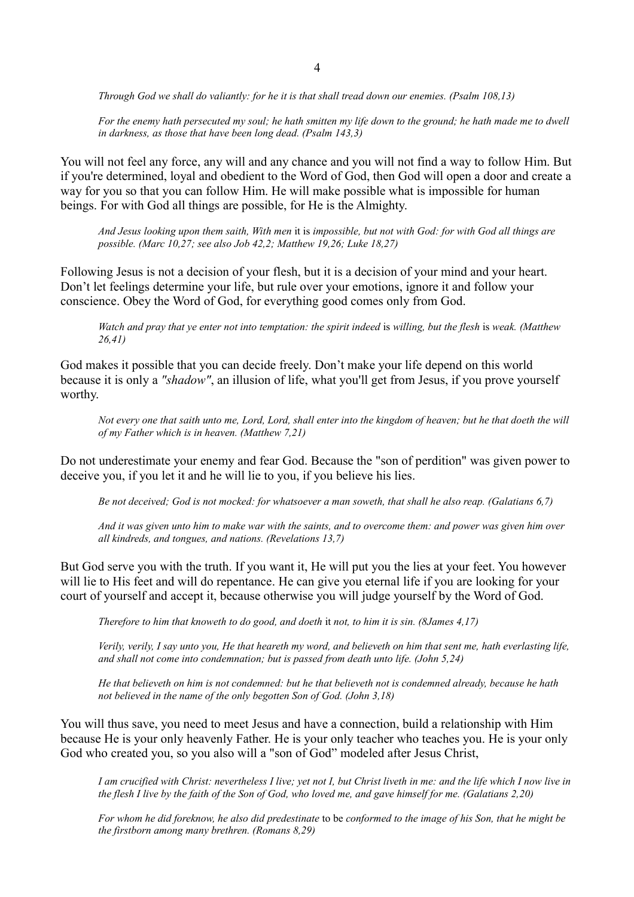*Through God we shall do valiantly: for he it is that shall tread down our enemies. (Psalm 108,13)*

*For the enemy hath persecuted my soul; he hath smitten my life down to the ground; he hath made me to dwell in darkness, as those that have been long dead. (Psalm 143,3)*

You will not feel any force, any will and any chance and you will not find a way to follow Him. But if you're determined, loyal and obedient to the Word of God, then God will open a door and create a way for you so that you can follow Him. He will make possible what is impossible for human beings. For with God all things are possible, for He is the Almighty.

*And Jesus looking upon them saith, With men* it is *impossible, but not with God: for with God all things are possible. (Marc 10,27; see also Job 42,2; Matthew 19,26; Luke 18,27)*

Following Jesus is not a decision of your flesh, but it is a decision of your mind and your heart. Don't let feelings determine your life, but rule over your emotions, ignore it and follow your conscience. Obey the Word of God, for everything good comes only from God.

*Watch and pray that ye enter not into temptation: the spirit indeed* is *willing, but the flesh* is *weak. (Matthew 26,41)*

God makes it possible that you can decide freely. Don't make your life depend on this world because it is only a *"shadow"*, an illusion of life, what you'll get from Jesus, if you prove yourself worthy.

*Not every one that saith unto me, Lord, Lord, shall enter into the kingdom of heaven; but he that doeth the will of my Father which is in heaven. (Matthew 7,21)*

Do not underestimate your enemy and fear God. Because the "son of perdition" was given power to deceive you, if you let it and he will lie to you, if you believe his lies.

*Be not deceived; God is not mocked: for whatsoever a man soweth, that shall he also reap. (Galatians 6,7)*

*And it was given unto him to make war with the saints, and to overcome them: and power was given him over all kindreds, and tongues, and nations. (Revelations 13,7)*

But God serve you with the truth. If you want it, He will put you the lies at your feet. You however will lie to His feet and will do repentance. He can give you eternal life if you are looking for your court of yourself and accept it, because otherwise you will judge yourself by the Word of God.

*Therefore to him that knoweth to do good, and doeth* it *not, to him it is sin. (8James 4,17)*

*Verily, verily, I say unto you, He that heareth my word, and believeth on him that sent me, hath everlasting life, and shall not come into condemnation; but is passed from death unto life. (John 5,24)*

*He that believeth on him is not condemned: but he that believeth not is condemned already, because he hath not believed in the name of the only begotten Son of God. (John 3,18)*

You will thus save, you need to meet Jesus and have a connection, build a relationship with Him because He is your only heavenly Father. He is your only teacher who teaches you. He is your only God who created you, so you also will a "son of God" modeled after Jesus Christ,

*I am crucified with Christ: nevertheless I live; yet not I, but Christ liveth in me: and the life which I now live in the flesh I live by the faith of the Son of God, who loved me, and gave himself for me. (Galatians 2,20)*

*For whom he did foreknow, he also did predestinate* to be *conformed to the image of his Son, that he might be the firstborn among many brethren. (Romans 8,29)*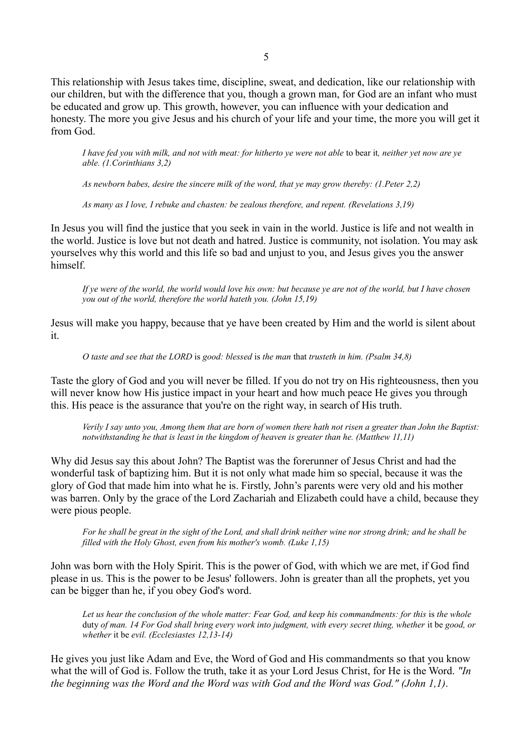This relationship with Jesus takes time, discipline, sweat, and dedication, like our relationship with our children, but with the difference that you, though a grown man, for God are an infant who must be educated and grow up. This growth, however, you can influence with your dedication and honesty. The more you give Jesus and his church of your life and your time, the more you will get it from God.

> *I have fed you with milk, and not with meat: for hitherto ye were not able* to bear it*, neither yet now are ye able. (1.Corinthians 3,2)*
>
> *As newborn babes, desire the sincere milk of the word, that ye may grow thereby: (1.Peter 2,2)*
>
> *As many as I love, I rebuke and chasten: be zealous therefore, and repent. (Revelations 3,19)*

In Jesus you will find the justice that you seek in vain in the world. Justice is life and not wealth in the world. Justice is love but not death and hatred. Justice is community, not isolation. You may ask yourselves why this world and this life so bad and unjust to you, and Jesus gives you the answer himself.

> *If ye were of the world, the world would love his own: but because ye are not of the world, but I have chosen you out of the world, therefore the world hateth you. (John 15,19)*

Jesus will make you happy, because that ye have been created by Him and the world is silent about it.

> *O taste and see that the LORD* is *good: blessed* is *the man* that *trusteth in him. (Psalm 34,8)*

Taste the glory of God and you will never be filled. If you do not try on His righteousness, then you will never know how His justice impact in your heart and how much peace He gives you through this. His peace is the assurance that you're on the right way, in search of His truth.

> *Verily I say unto you, Among them that are born of women there hath not risen a greater than John the Baptist: notwithstanding he that is least in the kingdom of heaven is greater than he. (Matthew 11,11)*

Why did Jesus say this about John? The Baptist was the forerunner of Jesus Christ and had the wonderful task of baptizing him. But it is not only what made him so special, because it was the glory of God that made him into what he is. Firstly, John's parents were very old and his mother was barren. Only by the grace of the Lord Zachariah and Elizabeth could have a child, because they were pious people.

> *For he shall be great in the sight of the Lord, and shall drink neither wine nor strong drink; and he shall be filled with the Holy Ghost, even from his mother's womb. (Luke 1,15)*

John was born with the Holy Spirit. This is the power of God, with which we are met, if God find please in us. This is the power to be Jesus' followers. John is greater than all the prophets, yet you can be bigger than he, if you obey God's word.

> *Let us hear the conclusion of the whole matter: Fear God, and keep his commandments: for this* is *the whole* duty *of man. 14 For God shall bring every work into judgment, with every secret thing, whether* it be *good, or whether* it be *evil. (Ecclesiastes 12,13-14)*

He gives you just like Adam and Eve, the Word of God and His commandments so that you know what the will of God is. Follow the truth, take it as your Lord Jesus Christ, for He is the Word. *"In the beginning was the Word and the Word was with God and the Word was God." (John 1,1)*.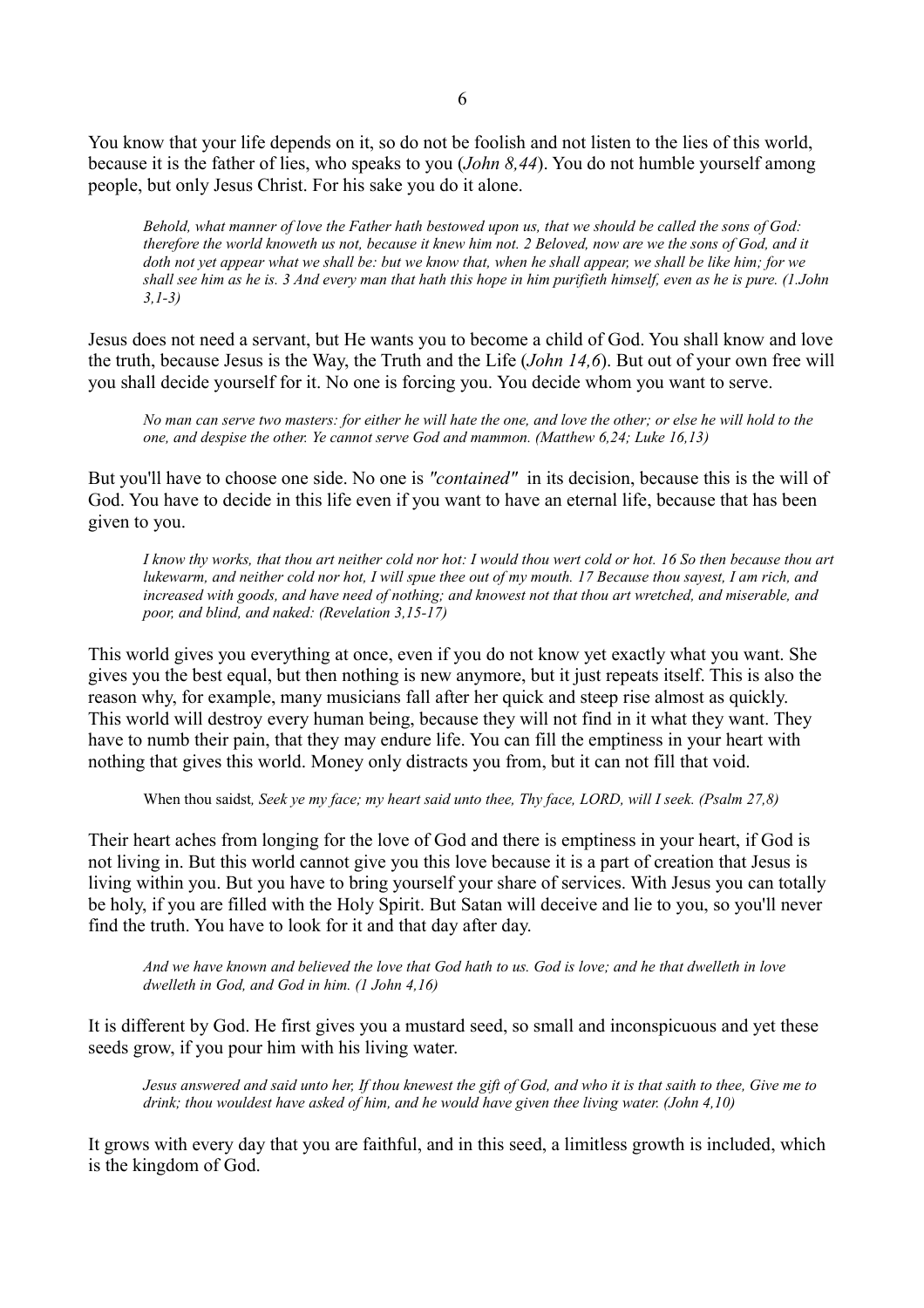You know that your life depends on it, so do not be foolish and not listen to the lies of this world, because it is the father of lies, who speaks to you (*John 8,44*). You do not humble yourself among people, but only Jesus Christ. For his sake you do it alone.

> *Behold, what manner of love the Father hath bestowed upon us, that we should be called the sons of God: therefore the world knoweth us not, because it knew him not. 2 Beloved, now are we the sons of God, and it doth not yet appear what we shall be: but we know that, when he shall appear, we shall be like him; for we shall see him as he is. 3 And every man that hath this hope in him purifieth himself, even as he is pure. (1.John 3,1-3)*

Jesus does not need a servant, but He wants you to become a child of God. You shall know and love the truth, because Jesus is the Way, the Truth and the Life (*John 14,6*). But out of your own free will you shall decide yourself for it. No one is forcing you. You decide whom you want to serve.

> *No man can serve two masters: for either he will hate the one, and love the other; or else he will hold to the one, and despise the other. Ye cannot serve God and mammon. (Matthew 6,24; Luke 16,13)*

But you'll have to choose one side. No one is *"contained"* in its decision, because this is the will of God. You have to decide in this life even if you want to have an eternal life, because that has been given to you.

> *I know thy works, that thou art neither cold nor hot: I would thou wert cold or hot. 16 So then because thou art lukewarm, and neither cold nor hot, I will spue thee out of my mouth. 17 Because thou sayest, I am rich, and increased with goods, and have need of nothing; and knowest not that thou art wretched, and miserable, and poor, and blind, and naked: (Revelation 3,15-17)*

This world gives you everything at once, even if you do not know yet exactly what you want. She gives you the best equal, but then nothing is new anymore, but it just repeats itself. This is also the reason why, for example, many musicians fall after her quick and steep rise almost as quickly. This world will destroy every human being, because they will not find in it what they want. They have to numb their pain, that they may endure life. You can fill the emptiness in your heart with nothing that gives this world. Money only distracts you from, but it can not fill that void.

> When thou saidst*, Seek ye my face; my heart said unto thee, Thy face, LORD, will I seek. (Psalm 27,8)*

Their heart aches from longing for the love of God and there is emptiness in your heart, if God is not living in. But this world cannot give you this love because it is a part of creation that Jesus is living within you. But you have to bring yourself your share of services. With Jesus you can totally be holy, if you are filled with the Holy Spirit. But Satan will deceive and lie to you, so you'll never find the truth. You have to look for it and that day after day.

> *And we have known and believed the love that God hath to us. God is love; and he that dwelleth in love dwelleth in God, and God in him. (1 John 4,16)*

It is different by God. He first gives you a mustard seed, so small and inconspicuous and yet these seeds grow, if you pour him with his living water.

> *Jesus answered and said unto her, If thou knewest the gift of God, and who it is that saith to thee, Give me to drink; thou wouldest have asked of him, and he would have given thee living water. (John 4,10)*

It grows with every day that you are faithful, and in this seed, a limitless growth is included, which is the kingdom of God.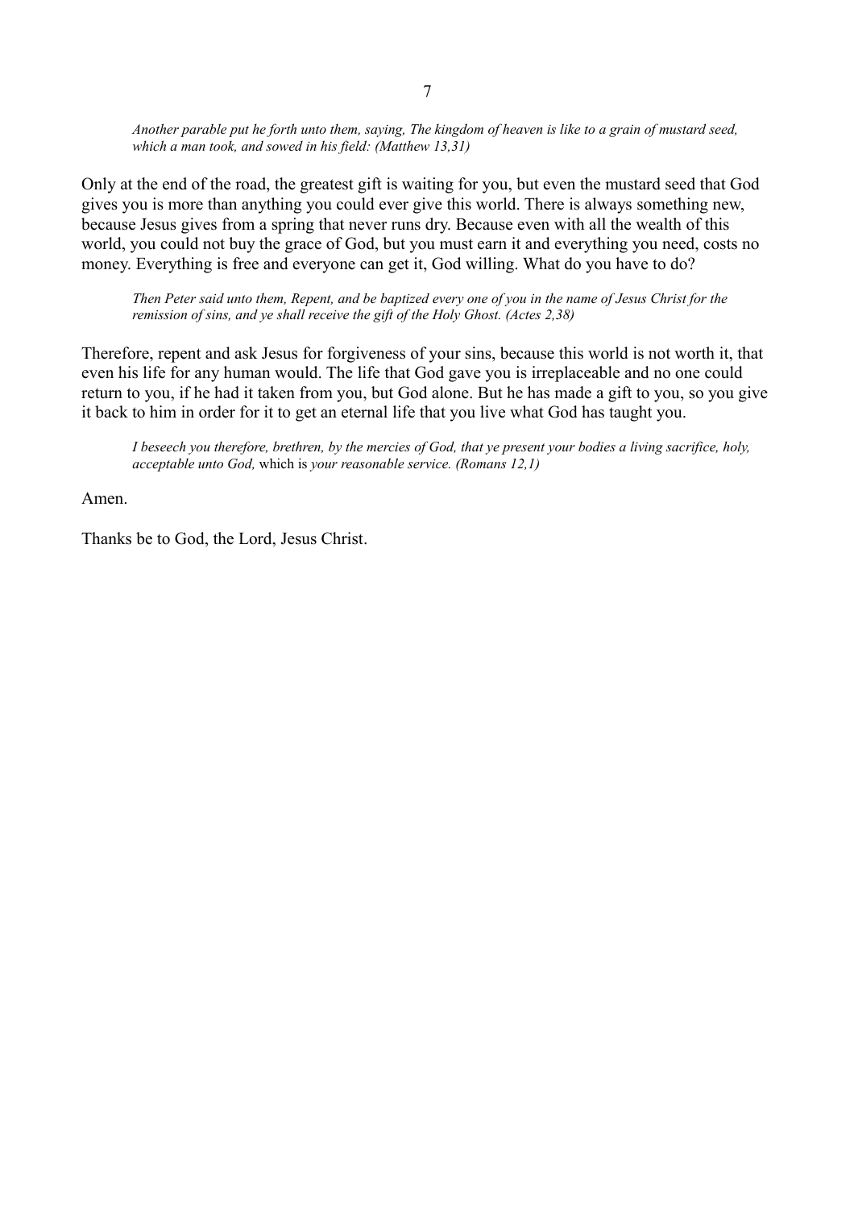> *Another parable put he forth unto them, saying, The kingdom of heaven is like to a grain of mustard seed, which a man took, and sowed in his field: (Matthew 13,31)*

Only at the end of the road, the greatest gift is waiting for you, but even the mustard seed that God gives you is more than anything you could ever give this world. There is always something new, because Jesus gives from a spring that never runs dry. Because even with all the wealth of this world, you could not buy the grace of God, but you must earn it and everything you need, costs no money. Everything is free and everyone can get it, God willing. What do you have to do?

> *Then Peter said unto them, Repent, and be baptized every one of you in the name of Jesus Christ for the remission of sins, and ye shall receive the gift of the Holy Ghost. (Actes 2,38)*

Therefore, repent and ask Jesus for forgiveness of your sins, because this world is not worth it, that even his life for any human would. The life that God gave you is irreplaceable and no one could return to you, if he had it taken from you, but God alone. But he has made a gift to you, so you give it back to him in order for it to get an eternal life that you live what God has taught you.

> *I beseech you therefore, brethren, by the mercies of God, that ye present your bodies a living sacrifice, holy, acceptable unto God,* which is *your reasonable service. (Romans 12,1)*

Amen.

Thanks be to God, the Lord, Jesus Christ.